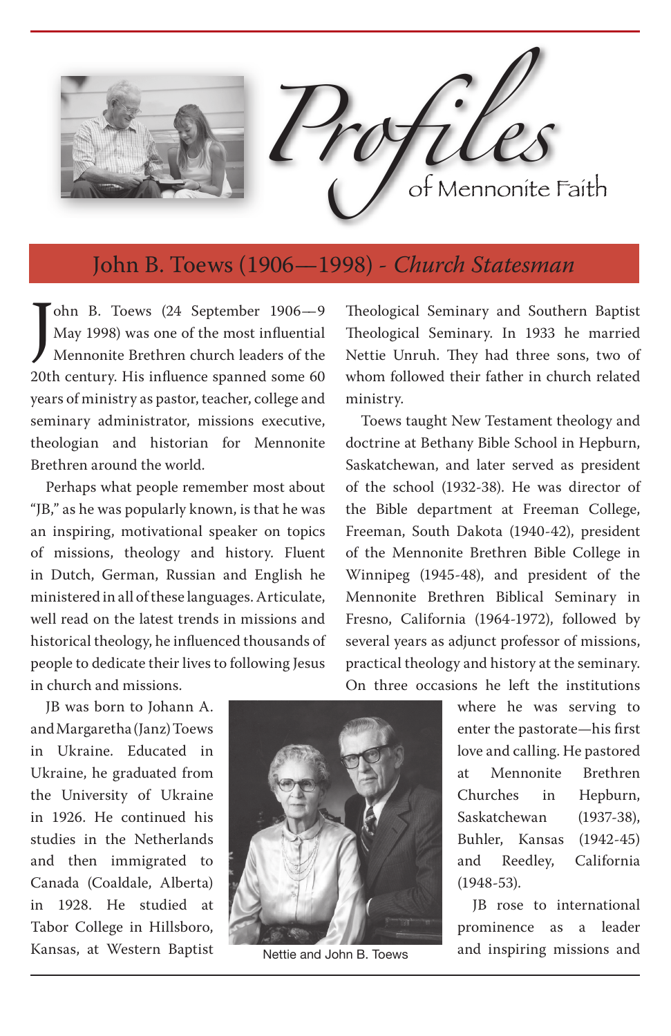# Profiles of Mennonite Faith

## John B. Toews (1906—1998) - *Church Statesman*

John B. Toews (24 September 1906—9 May 1998) was one of the most influential Mennonite Brethren church leaders of the 20th century. His influence spanned some 60 years of ministry as pastor, teacher, college and seminary administrator, missions executive, theologian and historian for Mennonite Brethren around the world.

Perhaps what people remember most about "JB," as he was popularly known, is that he was an inspiring, motivational speaker on topics of missions, theology and history. Fluent in Dutch, German, Russian and English he ministered in all of these languages. Articulate, well read on the latest trends in missions and historical theology, he influenced thousands of people to dedicate their lives to following Jesus in church and missions.

JB was born to Johann A. and Margaretha (Janz) Toews in Ukraine. Educated in Ukraine, he graduated from the University of Ukraine in 1926. He continued his studies in the Netherlands and then immigrated to Canada (Coaldale, Alberta) in 1928. He studied at Tabor College in Hillsboro, Kansas, at Western Baptist Theological Seminary and Southern Baptist Theological Seminary. In 1933 he married Nettie Unruh. They had three sons, two of whom followed their father in church related ministry.

Toews taught New Testament theology and doctrine at Bethany Bible School in Hepburn, Saskatchewan, and later served as president of the school (1932-38). He was director of the Bible department at Freeman College, Freeman, South Dakota (1940-42), president of the Mennonite Brethren Bible College in Winnipeg (1945-48), and president of the Mennonite Brethren Biblical Seminary in Fresno, California (1964-1972), followed by several years as adjunct professor of missions, practical theology and history at the seminary. On three occasions he left the institutions where he was serving to enter the pastorate—his first love and calling. He pastored at Mennonite Brethren Churches in Hepburn, Saskatchewan (1937-38), Buhler, Kansas (1942-45) and Reedley, California (1948-53).

Nettie and John B. Toews

JB rose to international prominence as a leader and inspiring missions and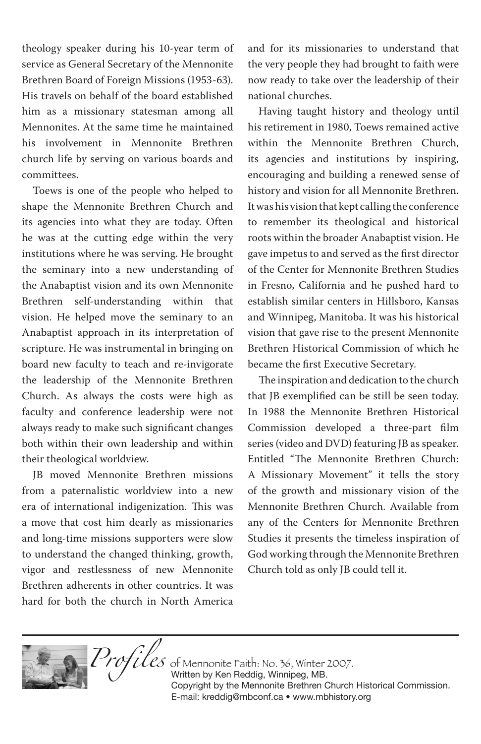theology speaker during his 10-year term of service as General Secretary of the Mennonite Brethren Board of Foreign Missions (1953-63). His travels on behalf of the board established him as a missionary statesman among all Mennonites. At the same time he maintained his involvement in Mennonite Brethren church life by serving on various boards and committees.

Toews is one of the people who helped to shape the Mennonite Brethren Church and its agencies into what they are today. Often he was at the cutting edge within the very institutions where he was serving. He brought the seminary into a new understanding of the Anabaptist vision and its own Mennonite Brethren self-understanding within that vision. He helped move the seminary to an Anabaptist approach in its interpretation of scripture. He was instrumental in bringing on board new faculty to teach and re-invigorate the leadership of the Mennonite Brethren Church. As always the costs were high as faculty and conference leadership were not always ready to make such significant changes both within their own leadership and within their theological worldview.

JB moved Mennonite Brethren missions from a paternalistic worldview into a new era of international indigenization. This was a move that cost him dearly as missionaries and long-time missions supporters were slow to understand the changed thinking, growth, vigor and restlessness of new Mennonite Brethren adherents in other countries. It was hard for both the church in North America and for its missionaries to understand that the very people they had brought to faith were now ready to take over the leadership of their national churches.

Having taught history and theology until his retirement in 1980, Toews remained active within the Mennonite Brethren Church, its agencies and institutions by inspiring, encouraging and building a renewed sense of history and vision for all Mennonite Brethren. It was his vision that kept calling the conference to remember its theological and historical roots within the broader Anabaptist vision. He gave impetus to and served as the first director of the Center for Mennonite Brethren Studies in Fresno, California and he pushed hard to establish similar centers in Hillsboro, Kansas and Winnipeg, Manitoba. It was his historical vision that gave rise to the present Mennonite Brethren Historical Commission of which he became the first Executive Secretary.

The inspiration and dedication to the church that JB exemplified can be still be seen today. In 1988 the Mennonite Brethren Historical Commission developed a three-part film series (video and DVD) featuring JB as speaker. Entitled "The Mennonite Brethren Church: A Missionary Movement" it tells the story of the growth and missionary vision of the Mennonite Brethren Church. Available from any of the Centers for Mennonite Brethren Studies it presents the timeless inspiration of God working through the Mennonite Brethren Church told as only JB could tell it.

---

*Profiles* of Mennonite Faith: No. 36, Winter 2007.
Written by Ken Reddig, Winnipeg, MB.
Copyright by the Mennonite Brethren Church Historical Commission.
E-mail: kreddig@mbconf.ca • www.mbhistory.org